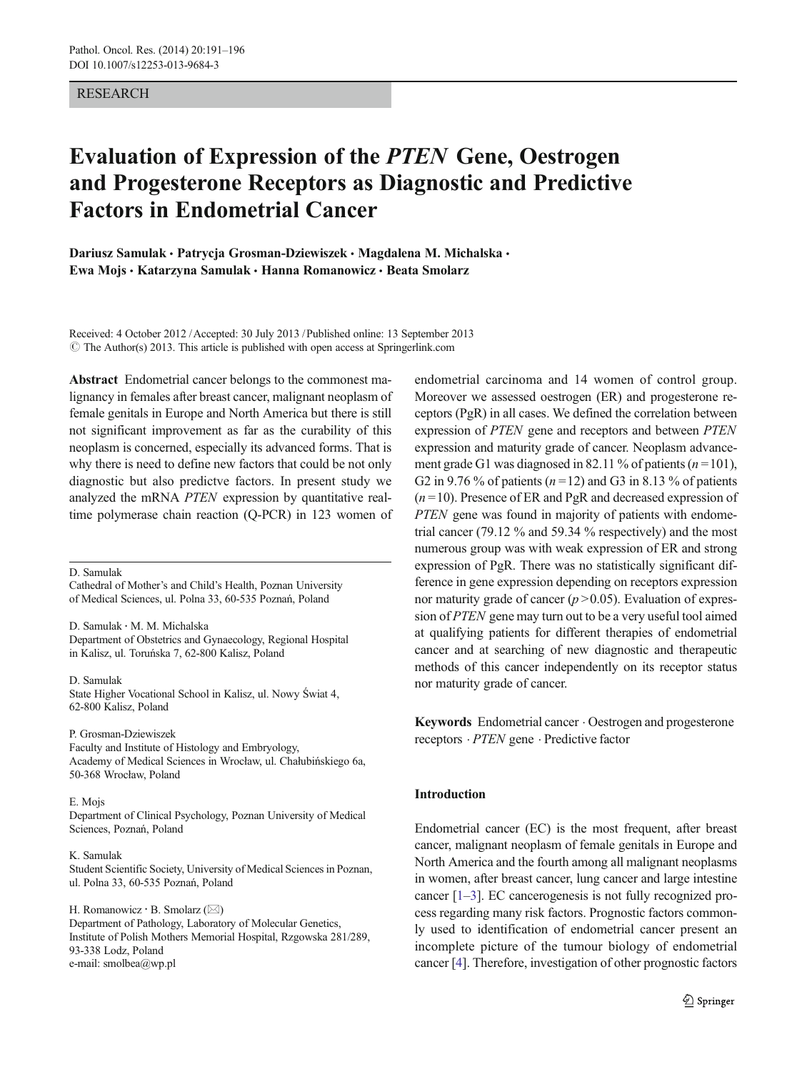RESEARCH

# Evaluation of Expression of the *PTEN* Gene, Oestrogen and Progesterone Receptors as Diagnostic and Predictive Factors in Endometrial Cancer

**Dariusz Samulak · Patrycja Grosman-Dziewiszek · Magdalena M. Michalska · Ewa Mojs · Katarzyna Samulak · Hanna Romanowicz · Beata Smolarz**

Received: 4 October 2012 / Accepted: 30 July 2013 / Published online: 13 September 2013
© The Author(s) 2013. This article is published with open access at Springerlink.com

**Abstract** Endometrial cancer belongs to the commonest malignancy in females after breast cancer, malignant neoplasm of female genitals in Europe and North America but there is still not significant improvement as far as the curability of this neoplasm is concerned, especially its advanced forms. That is why there is need to define new factors that could be not only diagnostic but also predictve factors. In present study we analyzed the mRNA *PTEN* expression by quantitative real-time polymerase chain reaction (Q-PCR) in 123 women of endometrial carcinoma and 14 women of control group. Moreover we assessed oestrogen (ER) and progesterone receptors (PgR) in all cases. We defined the correlation between expression of *PTEN* gene and receptors and between *PTEN* expression and maturity grade of cancer. Neoplasm advancement grade G1 was diagnosed in 82.11 % of patients ($n = 101$), G2 in 9.76 % of patients ($n = 12$) and G3 in 8.13 % of patients ($n = 10$). Presence of ER and PgR and decreased expression of *PTEN* gene was found in majority of patients with endometrial cancer (79.12 % and 59.34 % respectively) and the most numerous group was with weak expression of ER and strong expression of PgR. There was no statistically significant difference in gene expression depending on receptors expression nor maturity grade of cancer ($p > 0.05$). Evaluation of expression of *PTEN* gene may turn out to be a very useful tool aimed at qualifying patients for different therapies of endometrial cancer and at searching of new diagnostic and therapeutic methods of this cancer independently on its receptor status nor maturity grade of cancer.

**Keywords** Endometrial cancer · Oestrogen and progesterone receptors · *PTEN* gene · Predictive factor

D. Samulak
Cathedral of Mother's and Child's Health, Poznan University of Medical Sciences, ul. Polna 33, 60-535 Poznań, Poland

D. Samulak · M. M. Michalska
Department of Obstetrics and Gynaecology, Regional Hospital in Kalisz, ul. Toruńska 7, 62-800 Kalisz, Poland

D. Samulak
State Higher Vocational School in Kalisz, ul. Nowy Świat 4, 62-800 Kalisz, Poland

P. Grosman-Dziewiszek
Faculty and Institute of Histology and Embryology, Academy of Medical Sciences in Wrocław, ul. Chałubińskiego 6a, 50-368 Wrocław, Poland

E. Mojs
Department of Clinical Psychology, Poznan University of Medical Sciences, Poznań, Poland

K. Samulak
Student Scientific Society, University of Medical Sciences in Poznan, ul. Polna 33, 60-535 Poznań, Poland

H. Romanowicz · B. Smolarz (✉)
Department of Pathology, Laboratory of Molecular Genetics, Institute of Polish Mothers Memorial Hospital, Rzgowska 281/289, 93-338 Lodz, Poland
e-mail: smolbea@wp.pl

## Introduction

Endometrial cancer (EC) is the most frequent, after breast cancer, malignant neoplasm of female genitals in Europe and North America and the fourth among all malignant neoplasms in women, after breast cancer, lung cancer and large intestine cancer [1–3]. EC cancerogenesis is not fully recognized process regarding many risk factors. Prognostic factors commonly used to identification of endometrial cancer present an incomplete picture of the tumour biology of endometrial cancer [4]. Therefore, investigation of other prognostic factors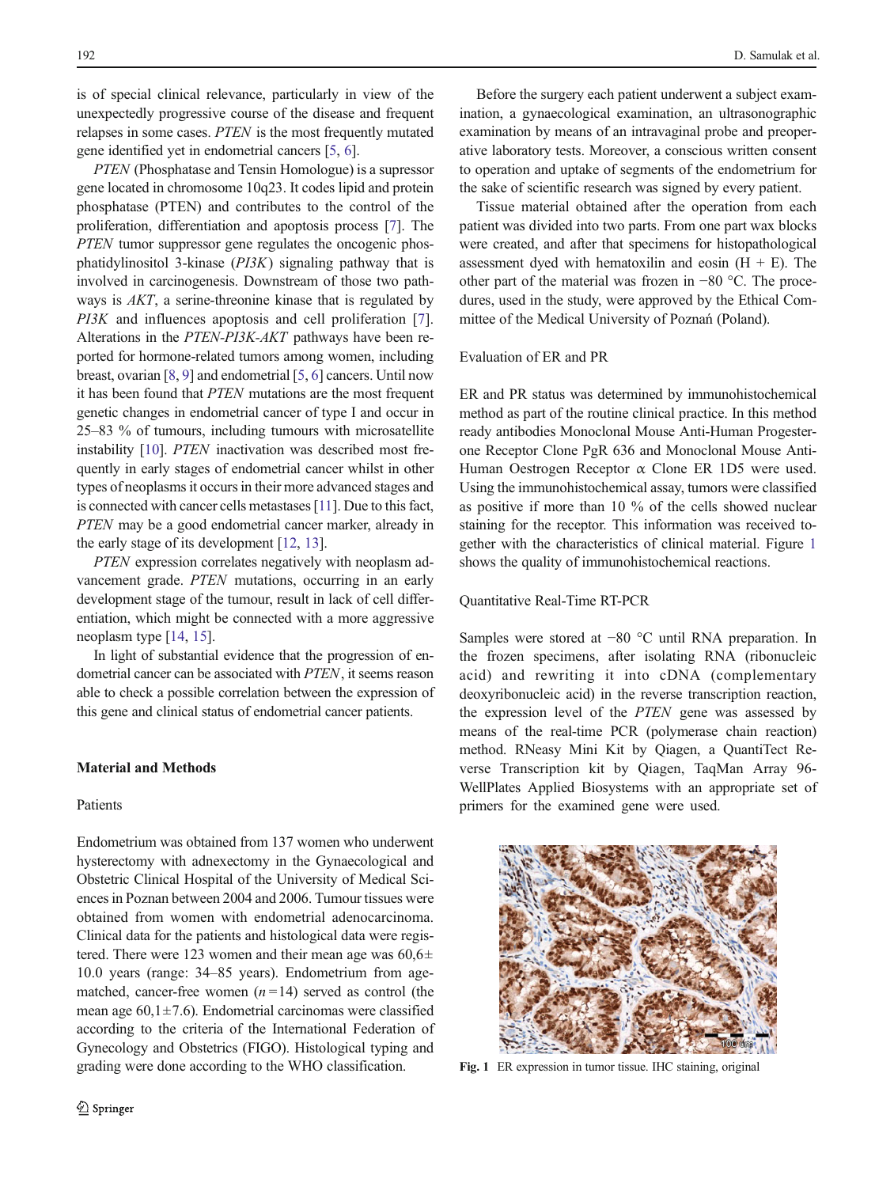is of special clinical relevance, particularly in view of the unexpectedly progressive course of the disease and frequent relapses in some cases. *PTEN* is the most frequently mutated gene identified yet in endometrial cancers [5, 6].

*PTEN* (Phosphatase and Tensin Homologue) is a supressor gene located in chromosome 10q23. It codes lipid and protein phosphatase (PTEN) and contributes to the control of the proliferation, differentiation and apoptosis process [7]. The *PTEN* tumor suppressor gene regulates the oncogenic phosphatidylinositol 3-kinase (*PI3K*) signaling pathway that is involved in carcinogenesis. Downstream of those two pathways is *AKT*, a serine-threonine kinase that is regulated by *PI3K* and influences apoptosis and cell proliferation [7]. Alterations in the *PTEN-PI3K-AKT* pathways have been reported for hormone-related tumors among women, including breast, ovarian [8, 9] and endometrial [5, 6] cancers. Until now it has been found that *PTEN* mutations are the most frequent genetic changes in endometrial cancer of type I and occur in 25–83 % of tumours, including tumours with microsatellite instability [10]. *PTEN* inactivation was described most frequently in early stages of endometrial cancer whilst in other types of neoplasms it occurs in their more advanced stages and is connected with cancer cells metastases [11]. Due to this fact, *PTEN* may be a good endometrial cancer marker, already in the early stage of its development [12, 13].

*PTEN* expression correlates negatively with neoplasm advancement grade. *PTEN* mutations, occurring in an early development stage of the tumour, result in lack of cell differentiation, which might be connected with a more aggressive neoplasm type [14, 15].

In light of substantial evidence that the progression of endometrial cancer can be associated with *PTEN*, it seems reason able to check a possible correlation between the expression of this gene and clinical status of endometrial cancer patients.

## Material and Methods

### Patients

Endometrium was obtained from 137 women who underwent hysterectomy with adnexectomy in the Gynaecological and Obstetric Clinical Hospital of the University of Medical Sciences in Poznan between 2004 and 2006. Tumour tissues were obtained from women with endometrial adenocarcinoma. Clinical data for the patients and histological data were registered. There were 123 women and their mean age was 60,6± 10.0 years (range: 34–85 years). Endometrium from age-matched, cancer-free women ($n=14$) served as control (the mean age 60,1±7.6). Endometrial carcinomas were classified according to the criteria of the International Federation of Gynecology and Obstetrics (FIGO). Histological typing and grading were done according to the WHO classification.

Before the surgery each patient underwent a subject examination, a gynaecological examination, an ultrasonographic examination by means of an intravaginal probe and preoperative laboratory tests. Moreover, a conscious written consent to operation and uptake of segments of the endometrium for the sake of scientific research was signed by every patient.

Tissue material obtained after the operation from each patient was divided into two parts. From one part wax blocks were created, and after that specimens for histopathological assessment dyed with hematoxilin and eosin (H + E). The other part of the material was frozen in −80 °C. The procedures, used in the study, were approved by the Ethical Committee of the Medical University of Poznań (Poland).

### Evaluation of ER and PR

ER and PR status was determined by immunohistochemical method as part of the routine clinical practice. In this method ready antibodies Monoclonal Mouse Anti-Human Progesterone Receptor Clone PgR 636 and Monoclonal Mouse Anti-Human Oestrogen Receptor α Clone ER 1D5 were used. Using the immunohistochemical assay, tumors were classified as positive if more than 10 % of the cells showed nuclear staining for the receptor. This information was received together with the characteristics of clinical material. Figure 1 shows the quality of immunohistochemical reactions.

### Quantitative Real-Time RT-PCR

Samples were stored at −80 °C until RNA preparation. In the frozen specimens, after isolating RNA (ribonucleic acid) and rewriting it into cDNA (complementary deoxyribonucleic acid) in the reverse transcription reaction, the expression level of the *PTEN* gene was assessed by means of the real-time PCR (polymerase chain reaction) method. RNeasy Mini Kit by Qiagen, a QuantiTect Reverse Transcription kit by Qiagen, TaqMan Array 96-WellPlates Applied Biosystems with an appropriate set of primers for the examined gene were used.

**Fig. 1** ER expression in tumor tissue. IHC staining, original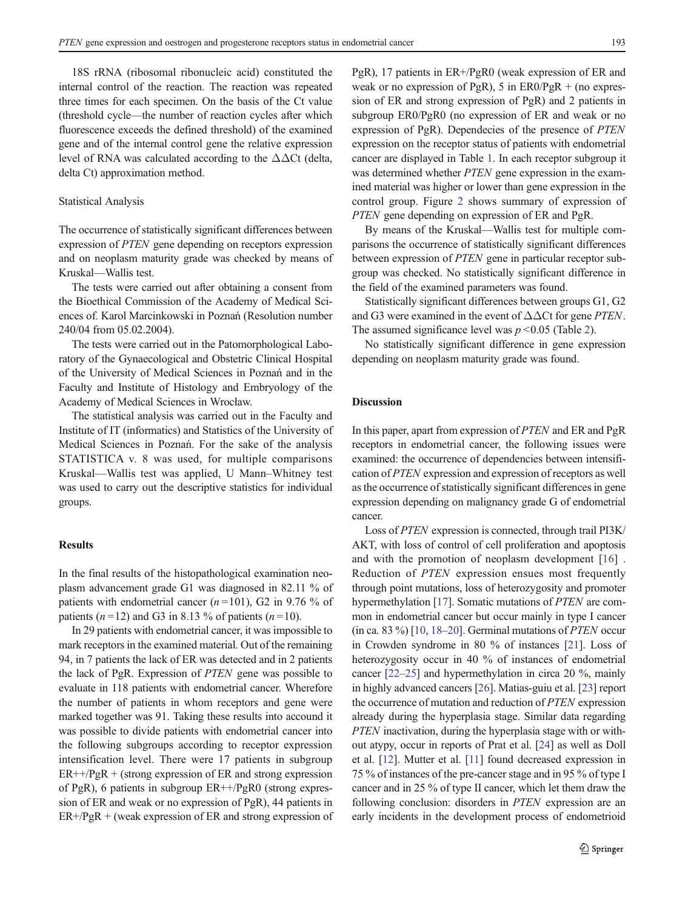18S rRNA (ribosomal ribonucleic acid) constituted the internal control of the reaction. The reaction was repeated three times for each specimen. On the basis of the Ct value (threshold cycle—the number of reaction cycles after which fluorescence exceeds the defined threshold) of the examined gene and of the internal control gene the relative expression level of RNA was calculated according to the $\Delta\Delta$Ct (delta, delta Ct) approximation method.

### Statistical Analysis

The occurrence of statistically significant differences between expression of *PTEN* gene depending on receptors expression and on neoplasm maturity grade was checked by means of Kruskal—Wallis test.

The tests were carried out after obtaining a consent from the Bioethical Commission of the Academy of Medical Sciences of. Karol Marcinkowski in Poznań (Resolution number 240/04 from 05.02.2004).

The tests were carried out in the Patomorphological Laboratory of the Gynaecological and Obstetric Clinical Hospital of the University of Medical Sciences in Poznań and in the Faculty and Institute of Histology and Embryology of the Academy of Medical Sciences in Wrocław.

The statistical analysis was carried out in the Faculty and Institute of IT (informatics) and Statistics of the University of Medical Sciences in Poznań. For the sake of the analysis STATISTICA v. 8 was used, for multiple comparisons Kruskal—Wallis test was applied, U Mann–Whitney test was used to carry out the descriptive statistics for individual groups.

## Results

In the final results of the histopathological examination neoplasm advancement grade G1 was diagnosed in 82.11 % of patients with endometrial cancer ($n=101$), G2 in 9.76 % of patients ($n=12$) and G3 in 8.13 % of patients ($n=10$).

In 29 patients with endometrial cancer, it was impossible to mark receptors in the examined material. Out of the remaining 94, in 7 patients the lack of ER was detected and in 2 patients the lack of PgR. Expression of *PTEN* gene was possible to evaluate in 118 patients with endometrial cancer. Wherefore the number of patients in whom receptors and gene were marked together was 91. Taking these results into account it was possible to divide patients with endometrial cancer into the following subgroups according to receptor expression intensification level. There were 17 patients in subgroup ER++/PgR + (strong expression of ER and strong expression of PgR), 6 patients in subgroup ER++/PgR0 (strong expression of ER and weak or no expression of PgR), 44 patients in ER+/PgR + (weak expression of ER and strong expression of PgR), 17 patients in ER+/PgR0 (weak expression of ER and weak or no expression of PgR), 5 in ER0/PgR + (no expression of ER and strong expression of PgR) and 2 patients in subgroup ER0/PgR0 (no expression of ER and weak or no expression of PgR). Dependecies of the presence of *PTEN* expression on the receptor status of patients with endometrial cancer are displayed in Table 1. In each receptor subgroup it was determined whether *PTEN* gene expression in the examined material was higher or lower than gene expression in the control group. Figure 2 shows summary of expression of *PTEN* gene depending on expression of ER and PgR.

By means of the Kruskal—Wallis test for multiple comparisons the occurrence of statistically significant differences between expression of *PTEN* gene in particular receptor subgroup was checked. No statistically significant difference in the field of the examined parameters was found.

Statistically significant differences between groups G1, G2 and G3 were examined in the event of $\Delta\Delta$Ct for gene *PTEN*. The assumed significance level was $p<0.05$ (Table 2).

No statistically significant difference in gene expression depending on neoplasm maturity grade was found.

## Discussion

In this paper, apart from expression of *PTEN* and ER and PgR receptors in endometrial cancer, the following issues were examined: the occurrence of dependencies between intensification of *PTEN* expression and expression of receptors as well as the occurrence of statistically significant differences in gene expression depending on malignancy grade G of endometrial cancer.

Loss of *PTEN* expression is connected, through trail PI3K/AKT, with loss of control of cell proliferation and apoptosis and with the promotion of neoplasm development [16] . Reduction of *PTEN* expression ensues most frequently through point mutations, loss of heterozygosity and promoter hypermethylation [17]. Somatic mutations of *PTEN* are common in endometrial cancer but occur mainly in type I cancer (in ca. 83 %) [10, 18–20]. Germinal mutations of *PTEN* occur in Crowden syndrome in 80 % of instances [21]. Loss of heterozygosity occur in 40 % of instances of endometrial cancer [22–25] and hypermethylation in circa 20 %, mainly in highly advanced cancers [26]. Matias-guiu et al. [23] report the occurrence of mutation and reduction of *PTEN* expression already during the hyperplasia stage. Similar data regarding *PTEN* inactivation, during the hyperplasia stage with or without atypy, occur in reports of Prat et al. [24] as well as Doll et al. [12]. Mutter et al. [11] found decreased expression in 75 % of instances of the pre-cancer stage and in 95 % of type I cancer and in 25 % of type II cancer, which let them draw the following conclusion: disorders in *PTEN* expression are an early incidents in the development process of endometrioid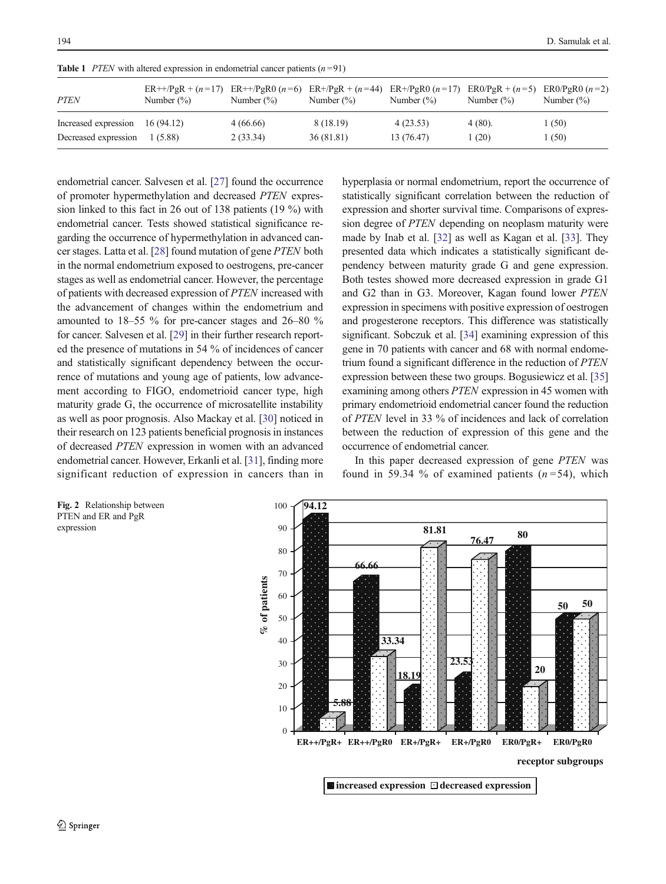**Table 1** *PTEN* with altered expression in endometrial cancer patients ($n=91$)

| *PTEN* | ER++/PgR + ($n=17$) Number (%) | ER++/PgR0 ($n=6$) Number (%) | ER+/PgR + ($n=44$) Number (%) | ER+/PgR0 ($n=17$) Number (%) | ER0/PgR + ($n=5$) Number (%) | ER0/PgR0 ($n=2$) Number (%) |
|---|---|---|---|---|---|---|
| Increased expression | 16 (94.12) | 4 (66.66) | 8 (18.19) | 4 (23.53) | 4 (80). | 1 (50) |
| Decreased expression | 1 (5.88) | 2 (33.34) | 36 (81.81) | 13 (76.47) | 1 (20) | 1 (50) |

endometrial cancer. Salvesen et al. [27] found the occurrence of promoter hypermethylation and decreased *PTEN* expression linked to this fact in 26 out of 138 patients (19 %) with endometrial cancer. Tests showed statistical significance regarding the occurrence of hypermethylation in advanced cancer stages. Latta et al. [28] found mutation of gene *PTEN* both in the normal endometrium exposed to oestrogens, pre-cancer stages as well as endometrial cancer. However, the percentage of patients with decreased expression of *PTEN* increased with the advancement of changes within the endometrium and amounted to 18–55 % for pre-cancer stages and 26–80 % for cancer. Salvesen et al. [29] in their further research reported the presence of mutations in 54 % of incidences of cancer and statistically significant dependency between the occurrence of mutations and young age of patients, low advancement according to FIGO, endometrioid cancer type, high maturity grade G, the occurrence of microsatellite instability as well as poor prognosis. Also Mackay et al. [30] noticed in their research on 123 patients beneficial prognosis in instances of decreased *PTEN* expression in women with an advanced endometrial cancer. However, Erkanli et al. [31], finding more significant reduction of expression in cancers than in hyperplasia or normal endometrium, report the occurrence of statistically significant correlation between the reduction of expression and shorter survival time. Comparisons of expression degree of *PTEN* depending on neoplasm maturity were made by Inab et al. [32] as well as Kagan et al. [33]. They presented data which indicates a statistically significant dependency between maturity grade G and gene expression. Both testes showed more decreased expression in grade G1 and G2 than in G3. Moreover, Kagan found lower *PTEN* expression in specimens with positive expression of oestrogen and progesterone receptors. This difference was statistically significant. Sobczuk et al. [34] examining expression of this gene in 70 patients with cancer and 68 with normal endometrium found a significant difference in the reduction of *PTEN* expression between these two groups. Bogusiewicz et al. [35] examining among others *PTEN* expression in 45 women with primary endometrioid endometrial cancer found the reduction of *PTEN* level in 33 % of incidences and lack of correlation between the reduction of expression of this gene and the occurrence of endometrial cancer.

In this paper decreased expression of gene *PTEN* was found in 59.34 % of examined patients ($n=54$), which

**Fig. 2** Relationship between PTEN and ER and PgR expression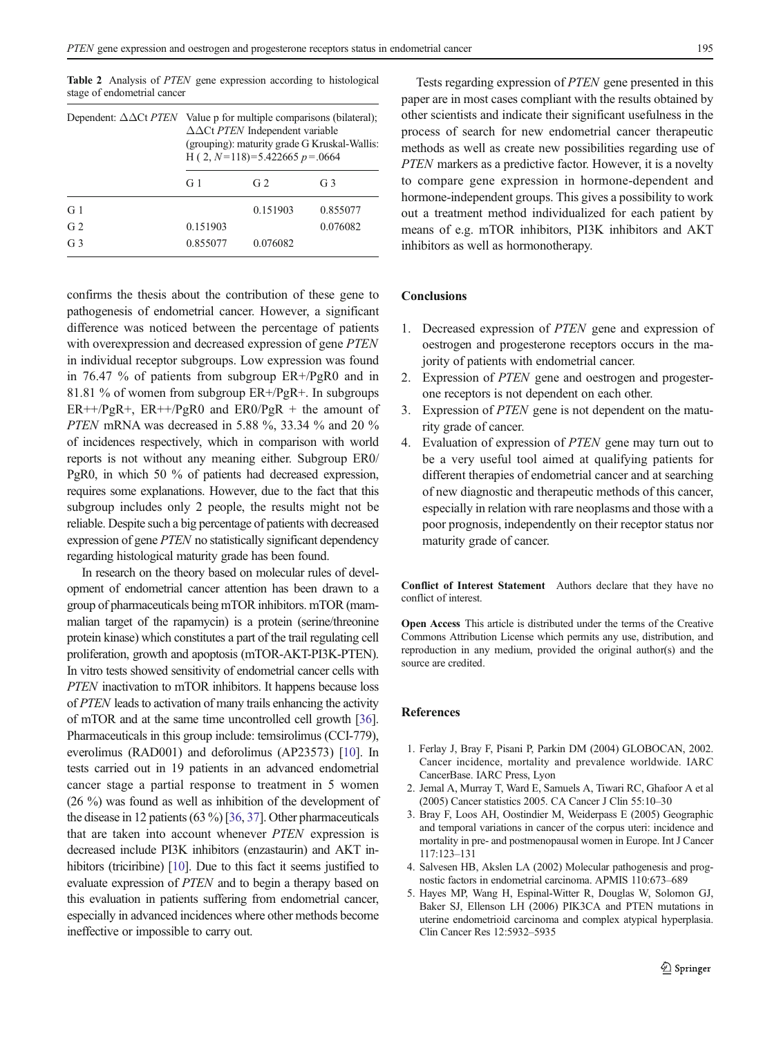**Table 2** Analysis of *PTEN* gene expression according to histological stage of endometrial cancer

| Dependent: ΔΔCt *PTEN* | Value p for multiple comparisons (bilateral); ΔΔCt *PTEN* Independent variable (grouping): maturity grade G Kruskal-Wallis: H ( 2, N=118)=5.422665 p=.0664 | | |
|---|---|---|---|
| | G 1 | G 2 | G 3 |
| G 1 | | 0.151903 | 0.855077 |
| G 2 | 0.151903 | | 0.076082 |
| G 3 | 0.855077 | 0.076082 | |

confirms the thesis about the contribution of these gene to pathogenesis of endometrial cancer. However, a significant difference was noticed between the percentage of patients with overexpression and decreased expression of gene *PTEN* in individual receptor subgroups. Low expression was found in 76.47 % of patients from subgroup ER+/PgR0 and in 81.81 % of women from subgroup ER+/PgR+. In subgroups ER++/PgR+, ER++/PgR0 and ER0/PgR + the amount of *PTEN* mRNA was decreased in 5.88 %, 33.34 % and 20 % of incidences respectively, which in comparison with world reports is not without any meaning either. Subgroup ER0/PgR0, in which 50 % of patients had decreased expression, requires some explanations. However, due to the fact that this subgroup includes only 2 people, the results might not be reliable. Despite such a big percentage of patients with decreased expression of gene *PTEN* no statistically significant dependency regarding histological maturity grade has been found.

In research on the theory based on molecular rules of development of endometrial cancer attention has been drawn to a group of pharmaceuticals being mTOR inhibitors. mTOR (mammalian target of the rapamycin) is a protein (serine/threonine protein kinase) which constitutes a part of the trail regulating cell proliferation, growth and apoptosis (mTOR-AKT-PI3K-PTEN). In vitro tests showed sensitivity of endometrial cancer cells with *PTEN* inactivation to mTOR inhibitors. It happens because loss of *PTEN* leads to activation of many trails enhancing the activity of mTOR and at the same time uncontrolled cell growth [36]. Pharmaceuticals in this group include: temsirolimus (CCI-779), everolimus (RAD001) and deforolimus (AP23573) [10]. In tests carried out in 19 patients in an advanced endometrial cancer stage a partial response to treatment in 5 women (26 %) was found as well as inhibition of the development of the disease in 12 patients (63 %) [36, 37]. Other pharmaceuticals that are taken into account whenever *PTEN* expression is decreased include PI3K inhibitors (enzastaurin) and AKT inhibitors (triciribine) [10]. Due to this fact it seems justified to evaluate expression of *PTEN* and to begin a therapy based on this evaluation in patients suffering from endometrial cancer, especially in advanced incidences where other methods become ineffective or impossible to carry out.

Tests regarding expression of *PTEN* gene presented in this paper are in most cases compliant with the results obtained by other scientists and indicate their significant usefulness in the process of search for new endometrial cancer therapeutic methods as well as create new possibilities regarding use of *PTEN* markers as a predictive factor. However, it is a novelty to compare gene expression in hormone-dependent and hormone-independent groups. This gives a possibility to work out a treatment method individualized for each patient by means of e.g. mTOR inhibitors, PI3K inhibitors and AKT inhibitors as well as hormonotherapy.

## Conclusions

1. Decreased expression of *PTEN* gene and expression of oestrogen and progesterone receptors occurs in the majority of patients with endometrial cancer.
2. Expression of *PTEN* gene and oestrogen and progesterone receptors is not dependent on each other.
3. Expression of *PTEN* gene is not dependent on the maturity grade of cancer.
4. Evaluation of expression of *PTEN* gene may turn out to be a very useful tool aimed at qualifying patients for different therapies of endometrial cancer and at searching of new diagnostic and therapeutic methods of this cancer, especially in relation with rare neoplasms and those with a poor prognosis, independently on their receptor status nor maturity grade of cancer.

**Conflict of Interest Statement** Authors declare that they have no conflict of interest.

**Open Access** This article is distributed under the terms of the Creative Commons Attribution License which permits any use, distribution, and reproduction in any medium, provided the original author(s) and the source are credited.

## References

1. Ferlay J, Bray F, Pisani P, Parkin DM (2004) GLOBOCAN, 2002. Cancer incidence, mortality and prevalence worldwide. IARC CancerBase. IARC Press, Lyon
2. Jemal A, Murray T, Ward E, Samuels A, Tiwari RC, Ghafoor A et al (2005) Cancer statistics 2005. CA Cancer J Clin 55:10–30
3. Bray F, Loos AH, Oostindier M, Weiderpass E (2005) Geographic and temporal variations in cancer of the corpus uteri: incidence and mortality in pre- and postmenopausal women in Europe. Int J Cancer 117:123–131
4. Salvesen HB, Akslen LA (2002) Molecular pathogenesis and prognostic factors in endometrial carcinoma. APMIS 110:673–689
5. Hayes MP, Wang H, Espinal-Witter R, Douglas W, Solomon GJ, Baker SJ, Ellenson LH (2006) PIK3CA and PTEN mutations in uterine endometrioid carcinoma and complex atypical hyperplasia. Clin Cancer Res 12:5932–5935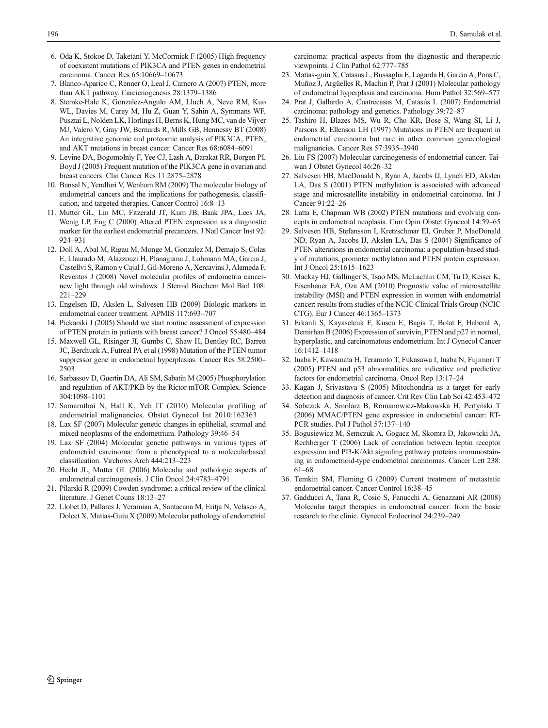6. Oda K, Stokoe D, Taketani Y, McCormick F (2005) High frequency of coexistent mutations of PIK3CA and PTEN genes in endometrial carcinoma. Cancer Res 65:10669–10673
7. Blanco-Aparico C, Renner O, Leal J, Carnero A (2007) PTEN, more than AKT pathway. Carcicnogenesis 28:1379–1386
8. Stemke-Hale K, Gonzalez-Angulo AM, Lluch A, Neve RM, Kuo WL, Davies M, Carey M, Hu Z, Guan Y, Sahin A, Symmans WF, Pusztai L, Nolden LK, Horlings H, Berns K, Hung MC, van de Vijver MJ, Valero V, Gray JW, Bernards R, Mills GB, Hennessy BT (2008) An integrative genomic and proteomic analysis of PIK3CA, PTEN, and AKT mutations in breast cancer. Cancer Res 68:6084–6091
9. Levine DA, Bogomolniy F, Yee CJ, Lash A, Barakat RR, Borgen PI, Boyd J (2005) Frequent mutation of the PIK3CA gene in ovarian and breast cancers. Clin Cancer Res 11:2875–2878
10. Bansal N, Yendluri V, Wenham RM (2009) The molecular biology of endometrial cancers and the implications for pathogenesis, classification, and targeted therapies. Cancer Control 16:8–13
11. Mutter GL, Lin MC, Fitzerald JT, Kum JB, Baak JPA, Lees JA, Wenig LP, Eng C (2000) Altered PTEN expression as a diagnostic marker for the earliest endometrial precancers. J Natl Cancer Inst 92: 924–931
12. Doll A, Abal M, Rigau M, Monge M, Gonzalez M, Demajo S, Colas E, Llaurado M, Alazzouzi H, Planaguma J, Lohmann MA, Garcia J, Castellvi S, Ramon y Cajal J, Gil-Moreno A, Xercavins J, Alameda F, Reventos J (2008) Novel molecular profiles of endometria cancer-new light through old windows. J Steroid Biochem Mol Biol 108: 221–229
13. Engelsen IB, Akslen L, Salvesen HB (2009) Biologic markers in endometrial cancer treatment. APMIS 117:693–707
14. Piekarski J (2005) Should we start routine assessment of expression of PTEN protein in patients with breast cancer? J Oncol 55:480–484
15. Maxwell GL, Risinger JI, Gumbs C, Shaw H, Bentley RC, Barrett JC, Berchuck A, Futreal PA et al (1998) Mutation of the PTEN tumor suppressor gene in endometrial hyperplasias. Cancer Res 58:2500–2503
16. Sarbassov D, Guertin DA, Ali SM, Sabatin M (2005) Phosphorylation and regulation of AKT/PKB by the Rictor-mTOR Complex. Science 304:1098–1101
17. Samarnthai N, Hall K, Yeh IT (2010) Molecular profiling of endometrial malignancies. Obstet Gynecol Int 2010:162363
18. Lax SF (2007) Molecular genetic changes in epithelial, stromal and mixed neoplasms of the endometrium. Pathology 39:46–54
19. Lax SF (2004) Molecular genetic pathways in various types of endometrial carcinoma: from a phenotypical to a molecularbased classification. Virchows Arch 444:213–223
20. Hecht JL, Mutter GL (2006) Molecular and pathologic aspects of endometrial carcinogenesis. J Clin Oncol 24:4783–4791
21. Pilarski R (2009) Cowden syndrome: a critical review of the clinical literature. J Genet Couns 18:13–27
22. Llobet D, Pallares J, Yeramian A, Santacana M, Eritja N, Velasco A, Dolcet X, Matias-Guiu X (2009) Molecular pathology of endometrial carcinoma: practical aspects from the diagnostic and therapeutic viewpoints. J Clin Pathol 62:777–785
23. Matias-guiu X, Catasus L, Bussaglia E, Lagarda H, Garcia A, Pons C, Muñoz J, Argüelles R, Machin P, Prat J (2001) Molecular pathology of endometrial hyperplasia and carcinoma. Hum Pathol 32:569–577
24. Prat J, Gallardo A, Cuatrecasas M, Catasús L (2007) Endometrial carcinoma: pathology and genetics. Pathology 39:72–87
25. Tashiro H, Blazes MS, Wu R, Cho KR, Bose S, Wang SI, Li J, Parsons R, Ellenson LH (1997) Mutations in PTEN are frequent in endometrial carcinoma but rare in other common gynecological malignancies. Cancer Res 57:3935–3940
26. Liu FS (2007) Molecular carcinogenesis of endometrial cancer. Taiwan J Obstet Gynecol 46:26–32
27. Salvesen HB, MacDonald N, Ryan A, Jacobs IJ, Lynch ED, Akslen LA, Das S (2001) PTEN methylation is associated with advanced stage and microsatellite instability in endometrial carcinoma. Int J Cancer 91:22–26
28. Latta E, Chapman WB (2002) PTEN mutations and evolving concepts in endometrial neoplasia. Curr Opin Obstet Gynecol 14:59–65
29. Salvesen HB, Stefansson I, Kretzschmar EI, Gruber P, MacDonald ND, Ryan A, Jacobs IJ, Akslen LA, Das S (2004) Significance of PTEN alterations in endometrial carcinoma: a population-based study of mutations, promoter methylation and PTEN protein expression. Int J Oncol 25:1615–1623
30. Mackay HJ, Gallinger S, Tsao MS, McLachlin CM, Tu D, Keiser K, Eisenhauer EA, Oza AM (2010) Prognostic value of microsatellite instability (MSI) and PTEN expression in women with endometrial cancer: results from studies of the NCIC Clinical Trials Group (NCIC CTG). Eur J Cancer 46:1365–1373
31. Erkanli S, Kayaselcuk F, Kuscu E, Bagis T, Bolat F, Haberal A, Demirhan B (2006) Expression of survivin, PTEN and p27 in normal, hyperplastic, and carcinomatous endometrium. Int J Gynecol Cancer 16:1412–1418
32. Inaba F, Kawamata H, Teramoto T, Fukasawa I, Inaba N, Fujimori T (2005) PTEN and p53 abnormalities are indicative and predictive factors for endometrial carcinoma. Oncol Rep 13:17–24
33. Kagan J, Srivastava S (2005) Mitochondria as a target for early detection and diagnosis of cancer. Crit Rev Clin Lab Sci 42:453–472
34. Sobczuk A, Smolarz B, Romanowicz-Makowska H, Pertyński T (2006) MMAC/PTEN gene expression in endometrial cancer: RT-PCR studies. Pol J Pathol 57:137–140
35. Bogusiewicz M, Semczuk A, Gogacz M, Skomra D, Jakowicki JA, Rechberger T (2006) Lack of correlation between leptin receptor expression and PI3-K/Akt signaling pathway proteins immunostaining in endometrioid-type endometrial carcinomas. Cancer Lett 238: 61–68
36. Temkin SM, Fleming G (2009) Current treatment of metastatic endometrial cancer. Cancer Control 16:38–45
37. Gadducci A, Tana R, Cosio S, Fanucchi A, Genazzani AR (2008) Molecular target therapies in endometrial cancer: from the basic research to the clinic. Gynecol Endocrinol 24:239–249